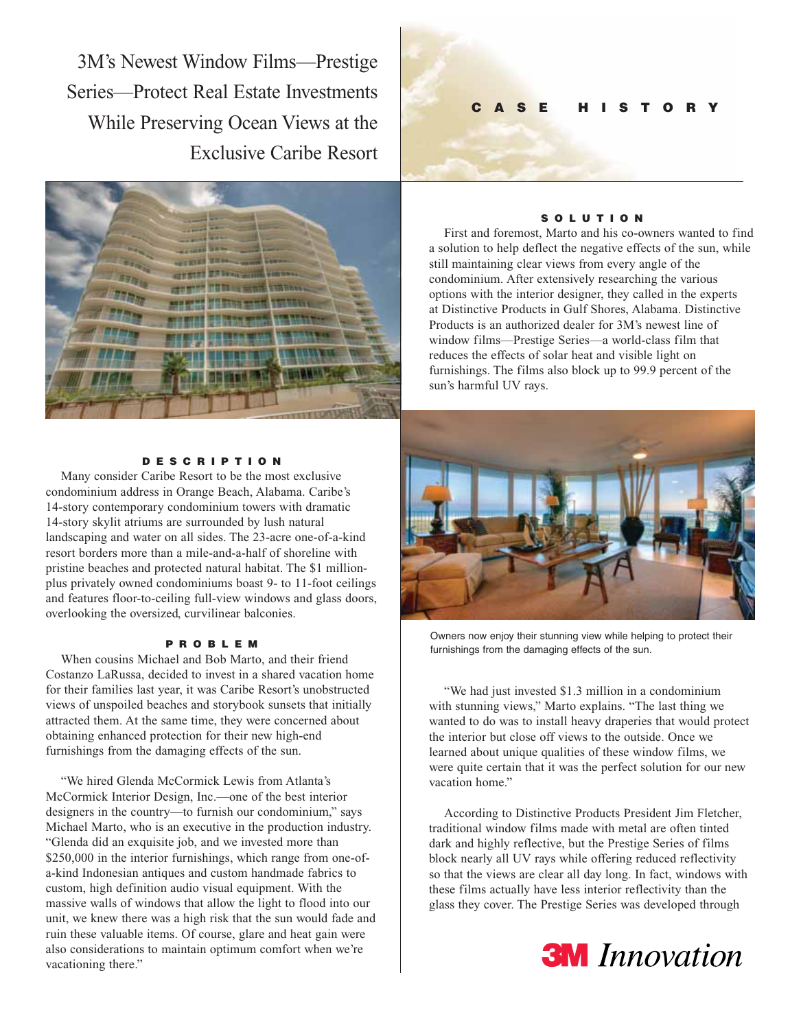# 3M's Newest Window Films—Prestige Series—Protect Real Estate Investments While Preserving Ocean Views at the Exclusive Caribe Resort

CASE HISTORY

## DESCRIPTION

Many consider Caribe Resort to be the most exclusive condominium address in Orange Beach, Alabama. Caribe's 14-story contemporary condominium towers with dramatic 14-story skylit atriums are surrounded by lush natural landscaping and water on all sides. The 23-acre one-of-a-kind resort borders more than a mile-and-a-half of shoreline with pristine beaches and protected natural habitat. The $1 million-plus privately owned condominiums boast 9- to 11-foot ceilings and features floor-to-ceiling full-view windows and glass doors, overlooking the oversized, curvilinear balconies.

## PROBLEM

When cousins Michael and Bob Marto, and their friend Costanzo LaRussa, decided to invest in a shared vacation home for their families last year, it was Caribe Resort's unobstructed views of unspoiled beaches and storybook sunsets that initially attracted them. At the same time, they were concerned about obtaining enhanced protection for their new high-end furnishings from the damaging effects of the sun.

"We hired Glenda McCormick Lewis from Atlanta's McCormick Interior Design, Inc.—one of the best interior designers in the country—to furnish our condominium," says Michael Marto, who is an executive in the production industry. "Glenda did an exquisite job, and we invested more than $250,000 in the interior furnishings, which range from one-of-a-kind Indonesian antiques and custom handmade fabrics to custom, high definition audio visual equipment. With the massive walls of windows that allow the light to flood into our unit, we knew there was a high risk that the sun would fade and ruin these valuable items. Of course, glare and heat gain were also considerations to maintain optimum comfort when we're vacationing there."

## SOLUTION

First and foremost, Marto and his co-owners wanted to find a solution to help deflect the negative effects of the sun, while still maintaining clear views from every angle of the condominium. After extensively researching the various options with the interior designer, they called in the experts at Distinctive Products in Gulf Shores, Alabama. Distinctive Products is an authorized dealer for 3M's newest line of window films—Prestige Series—a world-class film that reduces the effects of solar heat and visible light on furnishings. The films also block up to 99.9 percent of the sun's harmful UV rays.

Owners now enjoy their stunning view while helping to protect their furnishings from the damaging effects of the sun.

"We had just invested $1.3 million in a condominium with stunning views," Marto explains. "The last thing we wanted to do was to install heavy draperies that would protect the interior but close off views to the outside. Once we learned about unique qualities of these window films, we were quite certain that it was the perfect solution for our new vacation home."

According to Distinctive Products President Jim Fletcher, traditional window films made with metal are often tinted dark and highly reflective, but the Prestige Series of films block nearly all UV rays while offering reduced reflectivity so that the views are clear all day long. In fact, windows with these films actually have less interior reflectivity than the glass they cover. The Prestige Series was developed through

3M Innovation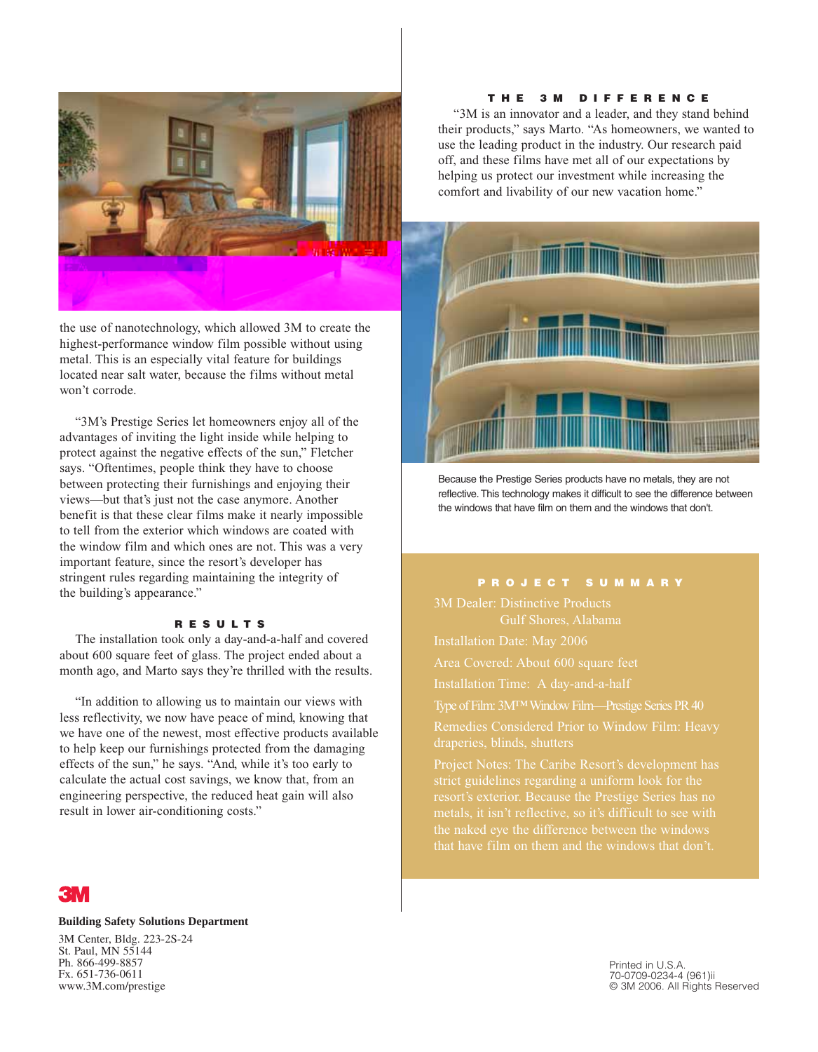the use of nanotechnology, which allowed 3M to create the highest-performance window film possible without using metal. This is an especially vital feature for buildings located near salt water, because the films without metal won't corrode.

"3M's Prestige Series let homeowners enjoy all of the advantages of inviting the light inside while helping to protect against the negative effects of the sun," Fletcher says. "Oftentimes, people think they have to choose between protecting their furnishings and enjoying their views—but that's just not the case anymore. Another benefit is that these clear films make it nearly impossible to tell from the exterior which windows are coated with the window film and which ones are not. This was a very important feature, since the resort's developer has stringent rules regarding maintaining the integrity of the building's appearance."

## RESULTS

The installation took only a day-and-a-half and covered about 600 square feet of glass. The project ended about a month ago, and Marto says they're thrilled with the results.

"In addition to allowing us to maintain our views with less reflectivity, we now have peace of mind, knowing that we have one of the newest, most effective products available to help keep our furnishings protected from the damaging effects of the sun," he says. "And, while it's too early to calculate the actual cost savings, we know that, from an engineering perspective, the reduced heat gain will also result in lower air-conditioning costs."

## THE 3M DIFFERENCE

"3M is an innovator and a leader, and they stand behind their products," says Marto. "As homeowners, we wanted to use the leading product in the industry. Our research paid off, and these films have met all of our expectations by helping us protect our investment while increasing the comfort and livability of our new vacation home."

Because the Prestige Series products have no metals, they are not reflective. This technology makes it difficult to see the difference between the windows that have film on them and the windows that don't.

## PROJECT SUMMARY

3M Dealer: Distinctive Products
Gulf Shores, Alabama

Installation Date: May 2006

Area Covered: About 600 square feet

Installation Time: A day-and-a-half

Type of Film: 3M™ Window Film—Prestige Series PR 40

Remedies Considered Prior to Window Film: Heavy draperies, blinds, shutters

Project Notes: The Caribe Resort's development has strict guidelines regarding a uniform look for the resort's exterior. Because the Prestige Series has no metals, it isn't reflective, so it's difficult to see with the naked eye the difference between the windows that have film on them and the windows that don't.

3M

**Building Safety Solutions Department**

3M Center, Bldg. 223-2S-24
St. Paul, MN 55144
Ph. 866-499-8857
Fx. 651-736-0611
www.3M.com/prestige

Printed in U.S.A.
70-0709-0234-4 (961)ii
© 3M 2006. All Rights Reserved